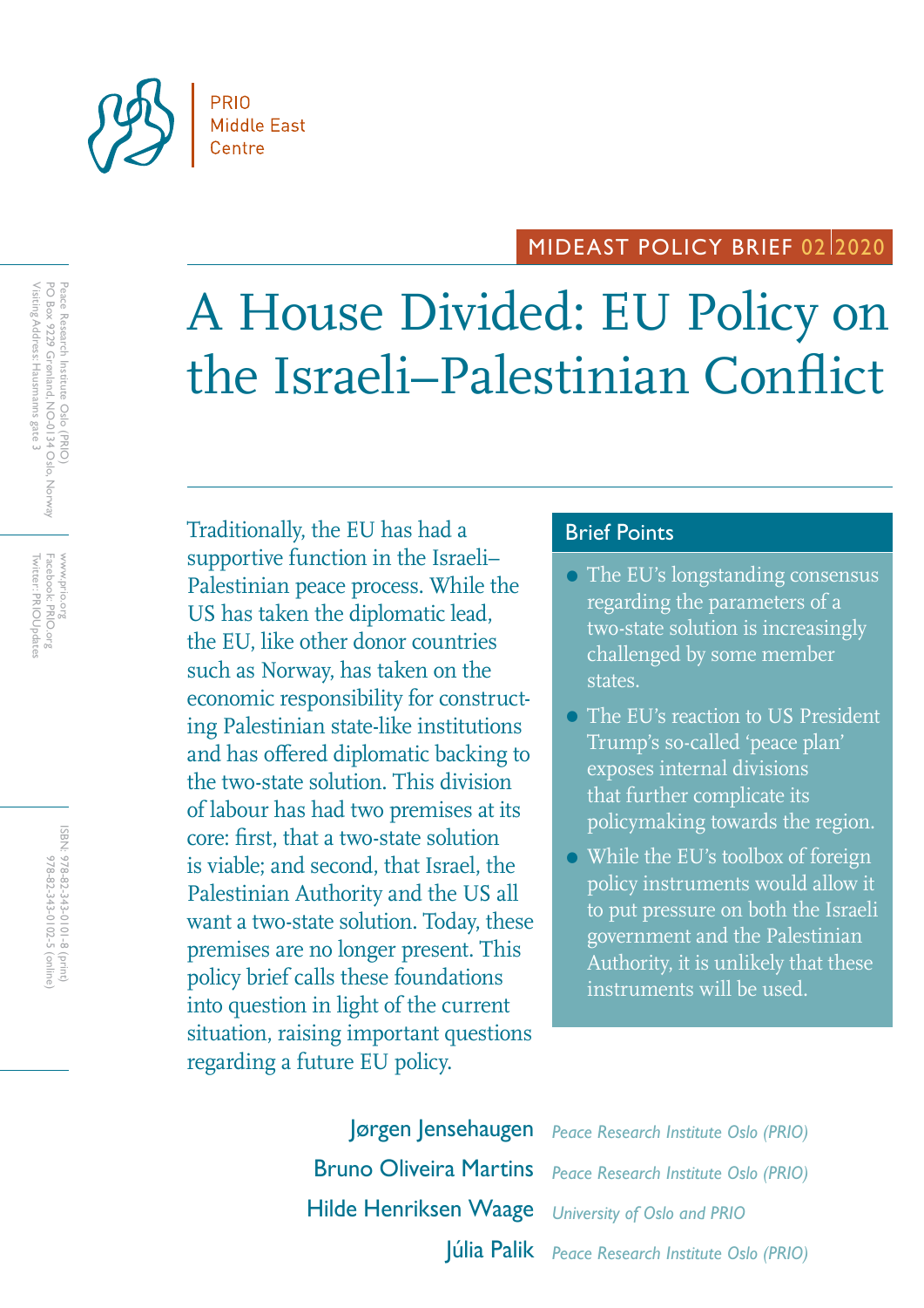PRIO Middle East Centre

MIDEAST POLICY BRIEF 02 2020

# A House Divided: EU Policy on the Israeli–Palestinian Conflict

Traditionally, the EU has had a supportive function in the Israeli–Palestinian peace process. While the US has taken the diplomatic lead, the EU, like other donor countries such as Norway, has taken on the economic responsibility for constructing Palestinian state-like institutions and has offered diplomatic backing to the two-state solution. This division of labour has had two premises at its core: first, that a two-state solution is viable; and second, that Israel, the Palestinian Authority and the US all want a two-state solution. Today, these premises are no longer present. This policy brief calls these foundations into question in light of the current situation, raising important questions regarding a future EU policy.

## Brief Points

- The EU's longstanding consensus regarding the parameters of a two-state solution is increasingly challenged by some member states.
- The EU's reaction to US President Trump's so-called 'peace plan' exposes internal divisions that further complicate its policymaking towards the region.
- While the EU's toolbox of foreign policy instruments would allow it to put pressure on both the Israeli government and the Palestinian Authority, it is unlikely that these instruments will be used.

Jørgen Jensehaugen — *Peace Research Institute Oslo (PRIO)*

Bruno Oliveira Martins — *Peace Research Institute Oslo (PRIO)*

Hilde Henriksen Waage — *University of Oslo and PRIO*

Júlia Palik — *Peace Research Institute Oslo (PRIO)*

Peace Research Institute Oslo (PRIO)
PO Box 9229 Grønland, NO-0134 Oslo, Norway
Visiting Address: Hausmanns gate 3

www.prio.org
Facebook: PRIO.org
Twitter: PRIOUpdates

ISBN: 978-82-343-0101-8 (print)
978-82-343-0102-5 (online)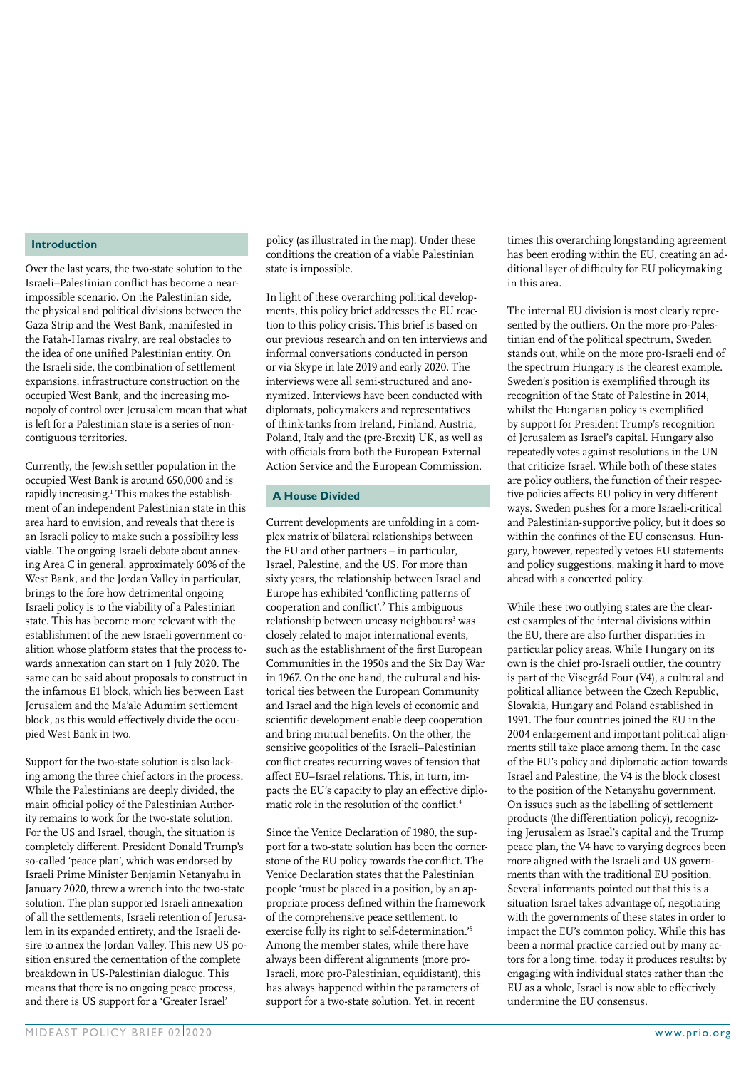## Introduction

Over the last years, the two-state solution to the Israeli–Palestinian conflict has become a near-impossible scenario. On the Palestinian side, the physical and political divisions between the Gaza Strip and the West Bank, manifested in the Fatah-Hamas rivalry, are real obstacles to the idea of one unified Palestinian entity. On the Israeli side, the combination of settlement expansions, infrastructure construction on the occupied West Bank, and the increasing monopoly of control over Jerusalem mean that what is left for a Palestinian state is a series of non-contiguous territories.

Currently, the Jewish settler population in the occupied West Bank is around 650,000 and is rapidly increasing.[1] This makes the establishment of an independent Palestinian state in this area hard to envision, and reveals that there is an Israeli policy to make such a possibility less viable. The ongoing Israeli debate about annexing Area C in general, approximately 60% of the West Bank, and the Jordan Valley in particular, brings to the fore how detrimental ongoing Israeli policy is to the viability of a Palestinian state. This has become more relevant with the establishment of the new Israeli government coalition whose platform states that the process towards annexation can start on 1 July 2020. The same can be said about proposals to construct in the infamous E1 block, which lies between East Jerusalem and the Ma'ale Adumim settlement block, as this would effectively divide the occupied West Bank in two.

Support for the two-state solution is also lacking among the three chief actors in the process. While the Palestinians are deeply divided, the main official policy of the Palestinian Authority remains to work for the two-state solution. For the US and Israel, though, the situation is completely different. President Donald Trump's so-called 'peace plan', which was endorsed by Israeli Prime Minister Benjamin Netanyahu in January 2020, threw a wrench into the two-state solution. The plan supported Israeli annexation of all the settlements, Israeli retention of Jerusalem in its expanded entirety, and the Israeli desire to annex the Jordan Valley. This new US position ensured the cementation of the complete breakdown in US-Palestinian dialogue. This means that there is no ongoing peace process, and there is US support for a 'Greater Israel' policy (as illustrated in the map). Under these conditions the creation of a viable Palestinian state is impossible.

In light of these overarching political developments, this policy brief addresses the EU reaction to this policy crisis. This brief is based on our previous research and on ten interviews and informal conversations conducted in person or via Skype in late 2019 and early 2020. The interviews were all semi-structured and anonymized. Interviews have been conducted with diplomats, policymakers and representatives of think-tanks from Ireland, Finland, Austria, Poland, Italy and the (pre-Brexit) UK, as well as with officials from both the European External Action Service and the European Commission.

## A House Divided

Current developments are unfolding in a complex matrix of bilateral relationships between the EU and other partners – in particular, Israel, Palestine, and the US. For more than sixty years, the relationship between Israel and Europe has exhibited 'conflicting patterns of cooperation and conflict'.[2] This ambiguous relationship between uneasy neighbours[3] was closely related to major international events, such as the establishment of the first European Communities in the 1950s and the Six Day War in 1967. On the one hand, the cultural and historical ties between the European Community and Israel and the high levels of economic and scientific development enable deep cooperation and bring mutual benefits. On the other, the sensitive geopolitics of the Israeli–Palestinian conflict create recurring waves of tension that affect EU–Israel relations. This, in turn, impacts the EU's capacity to play an effective diplomatic role in the resolution of the conflict.[4]

Since the Venice Declaration of 1980, the support for a two-state solution has been the cornerstone of the EU policy towards the conflict. The Venice Declaration states that the Palestinian people 'must be placed in a position, by an appropriate process defined within the framework of the comprehensive peace settlement, to exercise fully its right to self-determination.'[5] Among the member states, while there have always been different alignments (more pro-Israeli, more pro-Palestinian, equidistant), this has always happened within the parameters of support for a two-state solution. Yet, in recent times this overarching longstanding agreement has been eroding within the EU, creating an additional layer of difficulty for EU policymaking in this area.

The internal EU division is most clearly represented by the outliers. On the more pro-Palestinian end of the political spectrum, Sweden stands out, while on the more pro-Israeli end of the spectrum Hungary is the clearest example. Sweden's position is exemplified through its recognition of the State of Palestine in 2014, whilst the Hungarian policy is exemplified by support for President Trump's recognition of Jerusalem as Israel's capital. Hungary also repeatedly votes against resolutions in the UN that criticize Israel. While both of these states are policy outliers, the function of their respective policies affects EU policy in very different ways. Sweden pushes for a more Israeli-critical and Palestinian-supportive policy, but it does so within the confines of the EU consensus. Hungary, however, repeatedly vetoes EU statements and policy suggestions, making it hard to move ahead with a concerted policy.

While these two outlying states are the clearest examples of the internal divisions within the EU, there are also further disparities in particular policy areas. While Hungary on its own is the chief pro-Israeli outlier, the country is part of the Visegrád Four (V4), a cultural and political alliance between the Czech Republic, Slovakia, Hungary and Poland established in 1991. The four countries joined the EU in the 2004 enlargement and important political alignments still take place among them. In the case of the EU's policy and diplomatic action towards Israel and Palestine, the V4 is the block closest to the position of the Netanyahu government. On issues such as the labelling of settlement products (the differentiation policy), recognizing Jerusalem as Israel's capital and the Trump peace plan, the V4 have to varying degrees been more aligned with the Israeli and US governments than with the traditional EU position. Several informants pointed out that this is a situation Israel takes advantage of, negotiating with the governments of these states in order to impact the EU's common policy. While this has been a normal practice carried out by many actors for a long time, today it produces results: by engaging with individual states rather than the EU as a whole, Israel is now able to effectively undermine the EU consensus.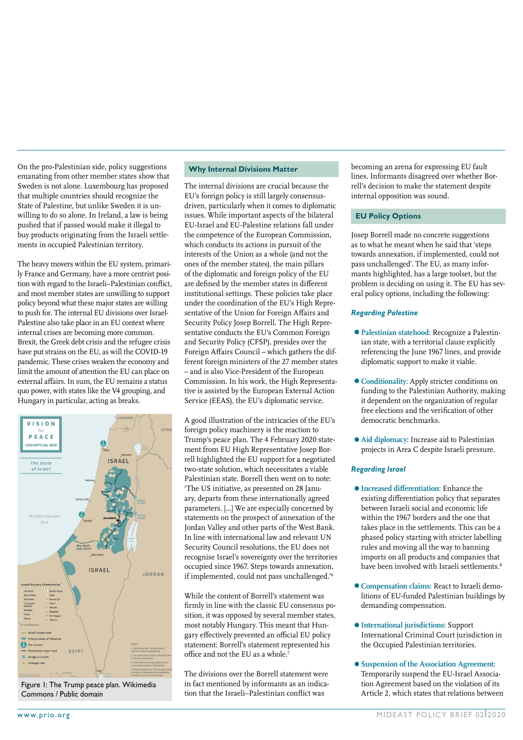On the pro-Palestinian side, policy suggestions emanating from other member states show that Sweden is not alone. Luxembourg has proposed that multiple countries should recognize the State of Palestine, but unlike Sweden it is unwilling to do so alone. In Ireland, a law is being pushed that if passed would make it illegal to buy products originating from the Israeli settlements in occupied Palestinian territory.

The heavy movers within the EU system, primarily France and Germany, have a more centrist position with regard to the Israeli–Palestinian conflict, and most member states are unwilling to support policy beyond what these major states are willing to push for. The internal EU divisions over Israel-Palestine also take place in an EU context where internal crises are becoming more common. Brexit, the Greek debt crisis and the refugee crisis have put strains on the EU, as will the COVID-19 pandemic. These crises weaken the economy and limit the amount of attention the EU can place on external affairs. In sum, the EU remains a status quo power, with states like the V4 grouping, and Hungary in particular, acting as breaks.

Figure 1: The Trump peace plan. Wikimedia Commons / Public domain

## Why Internal Divisions Matter

The internal divisions are crucial because the EU's foreign policy is still largely consensus-driven, particularly when it comes to diplomatic issues. While important aspects of the bilateral EU-Israel and EU-Palestine relations fall under the competence of the European Commission, which conducts its actions in pursuit of the interests of the Union as a whole (and not the ones of the member states), the main pillars of the diplomatic and foreign policy of the EU are defined by the member states in different institutional settings. These policies take place under the coordination of the EU's High Representative of the Union for Foreign Affairs and Security Policy Josep Borrell. The High Representative conducts the EU's Common Foreign and Security Policy (CFSP), presides over the Foreign Affairs Council – which gathers the different foreign ministers of the 27 member states – and is also Vice-President of the European Commission. In his work, the High Representative is assisted by the European External Action Service (EEAS), the EU's diplomatic service.

A good illustration of the intricacies of the EU's foreign policy machinery is the reaction to Trump's peace plan. The 4 February 2020 statement from EU High Representative Josep Borrell highlighted the EU support for a negotiated two-state solution, which necessitates a viable Palestinian state. Borrell then went on to note: 'The US initiative, as presented on 28 January, departs from these internationally agreed parameters. [...] We are especially concerned by statements on the prospect of annexation of the Jordan Valley and other parts of the West Bank. In line with international law and relevant UN Security Council resolutions, the EU does not recognise Israel's sovereignty over the territories occupied since 1967. Steps towards annexation, if implemented, could not pass unchallenged.'[6]

While the content of Borrell's statement was firmly in line with the classic EU consensus position, it was opposed by several member states, most notably Hungary. That Hungary effectively prevented an official EU policy statement: Borrell's statement represented his office and not the EU as a whole.[7]

The divisions over the Borrell statement were in fact mentioned by informants as an indication that the Israeli–Palestinian conflict was becoming an arena for expressing EU fault lines. Informants disagreed over whether Borrell's decision to make the statement despite internal opposition was sound.

## EU Policy Options

Josep Borrell made no concrete suggestions as to what he meant when he said that 'steps towards annexation, if implemented, could not pass unchallenged'. The EU, as many informants highlighted, has a large toolset, but the problem is deciding on using it. The EU has several policy options, including the following:

### *Regarding Palestine*

- **Palestinian statehood:** Recognize a Palestinian state, with a territorial clause explicitly referencing the June 1967 lines, and provide diplomatic support to make it viable.
- **Conditionality:** Apply stricter conditions on funding to the Palestinian Authority, making it dependent on the organization of regular free elections and the verification of other democratic benchmarks.
- **Aid diplomacy:** Increase aid to Palestinian projects in Area C despite Israeli pressure.

### *Regarding Israel*

- **Increased differentiation:** Enhance the existing differentiation policy that separates between Israeli social and economic life within the 1967 borders and the one that takes place in the settlements. This can be a phased policy starting with stricter labelling rules and moving all the way to banning imports on all products and companies that have been involved with Israeli settlements.[8]
- **Compensation claims:** React to Israeli demolitions of EU-funded Palestinian buildings by demanding compensation.
- **International jurisdictions:** Support International Criminal Court jurisdiction in the Occupied Palestinian territories.
- **Suspension of the Association Agreement:** Temporarily suspend the EU-Israel Association Agreement based on the violation of its Article 2, which states that relations between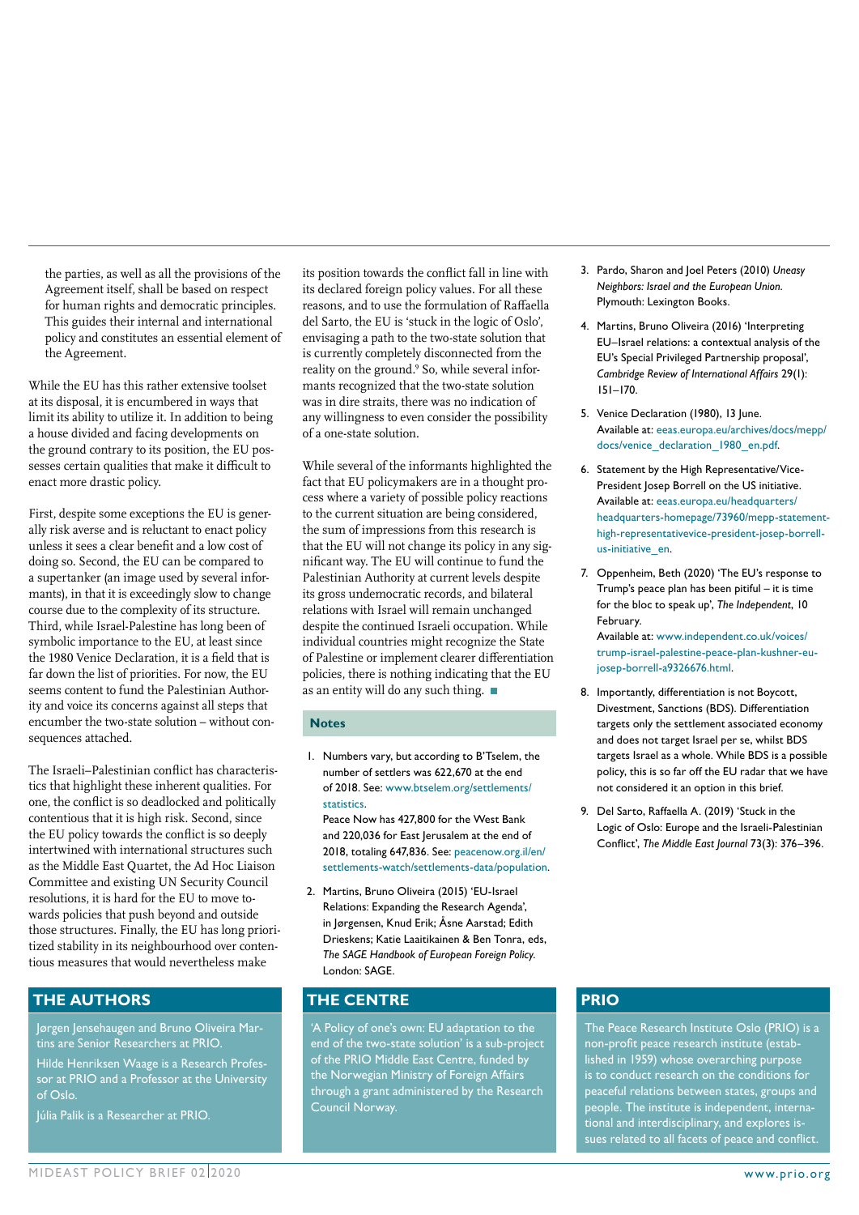the parties, as well as all the provisions of the Agreement itself, shall be based on respect for human rights and democratic principles. This guides their internal and international policy and constitutes an essential element of the Agreement.

While the EU has this rather extensive toolset at its disposal, it is encumbered in ways that limit its ability to utilize it. In addition to being a house divided and facing developments on the ground contrary to its position, the EU possesses certain qualities that make it difficult to enact more drastic policy.

First, despite some exceptions the EU is generally risk averse and is reluctant to enact policy unless it sees a clear benefit and a low cost of doing so. Second, the EU can be compared to a supertanker (an image used by several informants), in that it is exceedingly slow to change course due to the complexity of its structure. Third, while Israel-Palestine has long been of symbolic importance to the EU, at least since the 1980 Venice Declaration, it is a field that is far down the list of priorities. For now, the EU seems content to fund the Palestinian Authority and voice its concerns against all steps that encumber the two-state solution – without consequences attached.

The Israeli–Palestinian conflict has characteristics that highlight these inherent qualities. For one, the conflict is so deadlocked and politically contentious that it is high risk. Second, since the EU policy towards the conflict is so deeply intertwined with international structures such as the Middle East Quartet, the Ad Hoc Liaison Committee and existing UN Security Council resolutions, it is hard for the EU to move towards policies that push beyond and outside those structures. Finally, the EU has long prioritized stability in its neighbourhood over contentious measures that would nevertheless make its position towards the conflict fall in line with its declared foreign policy values. For all these reasons, and to use the formulation of Raffaella del Sarto, the EU is 'stuck in the logic of Oslo', envisaging a path to the two-state solution that is currently completely disconnected from the reality on the ground.[9] So, while several informants recognized that the two-state solution was in dire straits, there was no indication of any willingness to even consider the possibility of a one-state solution.

While several of the informants highlighted the fact that EU policymakers are in a thought process where a variety of possible policy reactions to the current situation are being considered, the sum of impressions from this research is that the EU will not change its policy in any significant way. The EU will continue to fund the Palestinian Authority at current levels despite its gross undemocratic records, and bilateral relations with Israel will remain unchanged despite the continued Israeli occupation. While individual countries might recognize the State of Palestine or implement clearer differentiation policies, there is nothing indicating that the EU as an entity will do any such thing. ■

## Notes

1. Numbers vary, but according to B'Tselem, the number of settlers was 622,670 at the end of 2018. See: www.btselem.org/settlements/statistics.
   Peace Now has 427,800 for the West Bank and 220,036 for East Jerusalem at the end of 2018, totaling 647,836. See: peacenow.org.il/en/settlements-watch/settlements-data/population.
2. Martins, Bruno Oliveira (2015) 'EU-Israel Relations: Expanding the Research Agenda', in Jørgensen, Knud Erik; Åsne Aarstad; Edith Drieskens; Katie Laaitikainen & Ben Tonra, eds, *The SAGE Handbook of European Foreign Policy*. London: SAGE.
3. Pardo, Sharon and Joel Peters (2010) *Uneasy Neighbors: Israel and the European Union*. Plymouth: Lexington Books.
4. Martins, Bruno Oliveira (2016) 'Interpreting EU–Israel relations: a contextual analysis of the EU's Special Privileged Partnership proposal', *Cambridge Review of International Affairs* 29(1): 151–170.
5. Venice Declaration (1980), 13 June. Available at: eeas.europa.eu/archives/docs/mepp/docs/venice_declaration_1980_en.pdf.
6. Statement by the High Representative/Vice-President Josep Borrell on the US initiative. Available at: eeas.europa.eu/headquarters/headquarters-homepage/73960/mepp-statement-high-representativevice-president-josep-borrell-us-initiative_en.
7. Oppenheim, Beth (2020) 'The EU's response to Trump's peace plan has been pitiful – it is time for the bloc to speak up', *The Independent*, 10 February. Available at: www.independent.co.uk/voices/trump-israel-palestine-peace-plan-kushner-eu-josep-borrell-a9326676.html.
8. Importantly, differentiation is not Boycott, Divestment, Sanctions (BDS). Differentiation targets only the settlement associated economy and does not target Israel per se, whilst BDS targets Israel as a whole. While BDS is a possible policy, this is so far off the EU radar that we have not considered it an option in this brief.
9. Del Sarto, Raffaella A. (2019) 'Stuck in the Logic of Oslo: Europe and the Israeli-Palestinian Conflict', *The Middle East Journal* 73(3): 376–396.

## THE AUTHORS

Jørgen Jensehaugen and Bruno Oliveira Martins are Senior Researchers at PRIO.

Hilde Henriksen Waage is a Research Professor at PRIO and a Professor at the University of Oslo.

Júlia Palik is a Researcher at PRIO.

## THE CENTRE

'A Policy of one's own: EU adaptation to the end of the two-state solution' is a sub-project of the PRIO Middle East Centre, funded by the Norwegian Ministry of Foreign Affairs through a grant administered by the Research Council Norway.

## PRIO

The Peace Research Institute Oslo (PRIO) is a non-profit peace research institute (established in 1959) whose overarching purpose is to conduct research on the conditions for peaceful relations between states, groups and people. The institute is independent, international and interdisciplinary, and explores issues related to all facets of peace and conflict.